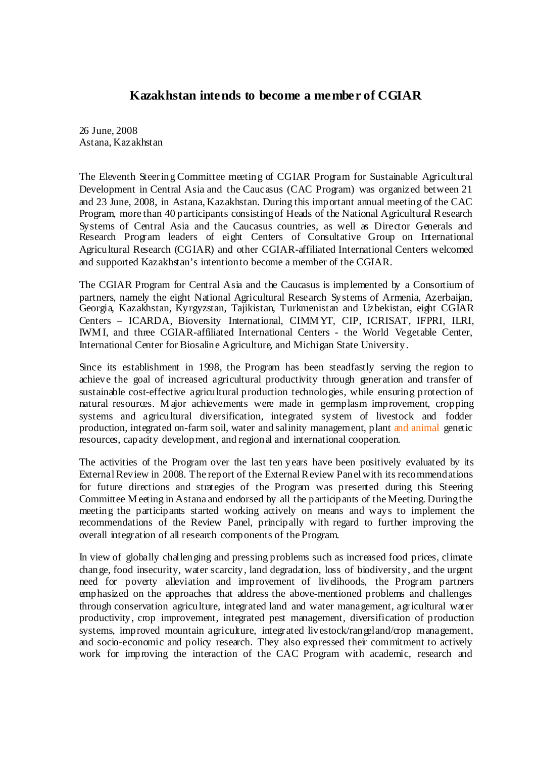# Kazakhstan intends to become a member of CGIAR

26 June, 2008
Astana, Kazakhstan

The Eleventh Steering Committee meeting of CGIAR Program for Sustainable Agricultural Development in Central Asia and the Caucasus (CAC Program) was organized between 21 and 23 June, 2008, in Astana, Kazakhstan. During this important annual meeting of the CAC Program, more than 40 participants consisting of Heads of the National Agricultural Research Systems of Central Asia and the Caucasus countries, as well as Director Generals and Research Program leaders of eight Centers of Consultative Group on International Agricultural Research (CGIAR) and other CGIAR-affiliated International Centers welcomed and supported Kazakhstan's intention to become a member of the CGIAR.

The CGIAR Program for Central Asia and the Caucasus is implemented by a Consortium of partners, namely the eight National Agricultural Research Systems of Armenia, Azerbaijan, Georgia, Kazakhstan, Kyrgyzstan, Tajikistan, Turkmenistan and Uzbekistan, eight CGIAR Centers – ICARDA, Bioversity International, CIMMYT, CIP, ICRISAT, IFPRI, ILRI, IWMI, and three CGIAR-affiliated International Centers - the World Vegetable Center, International Center for Biosaline Agriculture, and Michigan State University.

Since its establishment in 1998, the Program has been steadfastly serving the region to achieve the goal of increased agricultural productivity through generation and transfer of sustainable cost-effective agricultural production technologies, while ensuring protection of natural resources. Major achievements were made in germplasm improvement, cropping systems and agricultural diversification, integrated system of livestock and fodder production, integrated on-farm soil, water and salinity management, plant and animal genetic resources, capacity development, and regional and international cooperation.

The activities of the Program over the last ten years have been positively evaluated by its External Review in 2008. The report of the External Review Panel with its recommendations for future directions and strategies of the Program was presented during this Steering Committee Meeting in Astana and endorsed by all the participants of the Meeting. During the meeting the participants started working actively on means and ways to implement the recommendations of the Review Panel, principally with regard to further improving the overall integration of all research components of the Program.

In view of globally challenging and pressing problems such as increased food prices, climate change, food insecurity, water scarcity, land degradation, loss of biodiversity, and the urgent need for poverty alleviation and improvement of livelihoods, the Program partners emphasized on the approaches that address the above-mentioned problems and challenges through conservation agriculture, integrated land and water management, agricultural water productivity, crop improvement, integrated pest management, diversification of production systems, improved mountain agriculture, integrated livestock/rangeland/crop management, and socio-economic and policy research. They also expressed their commitment to actively work for improving the interaction of the CAC Program with academic, research and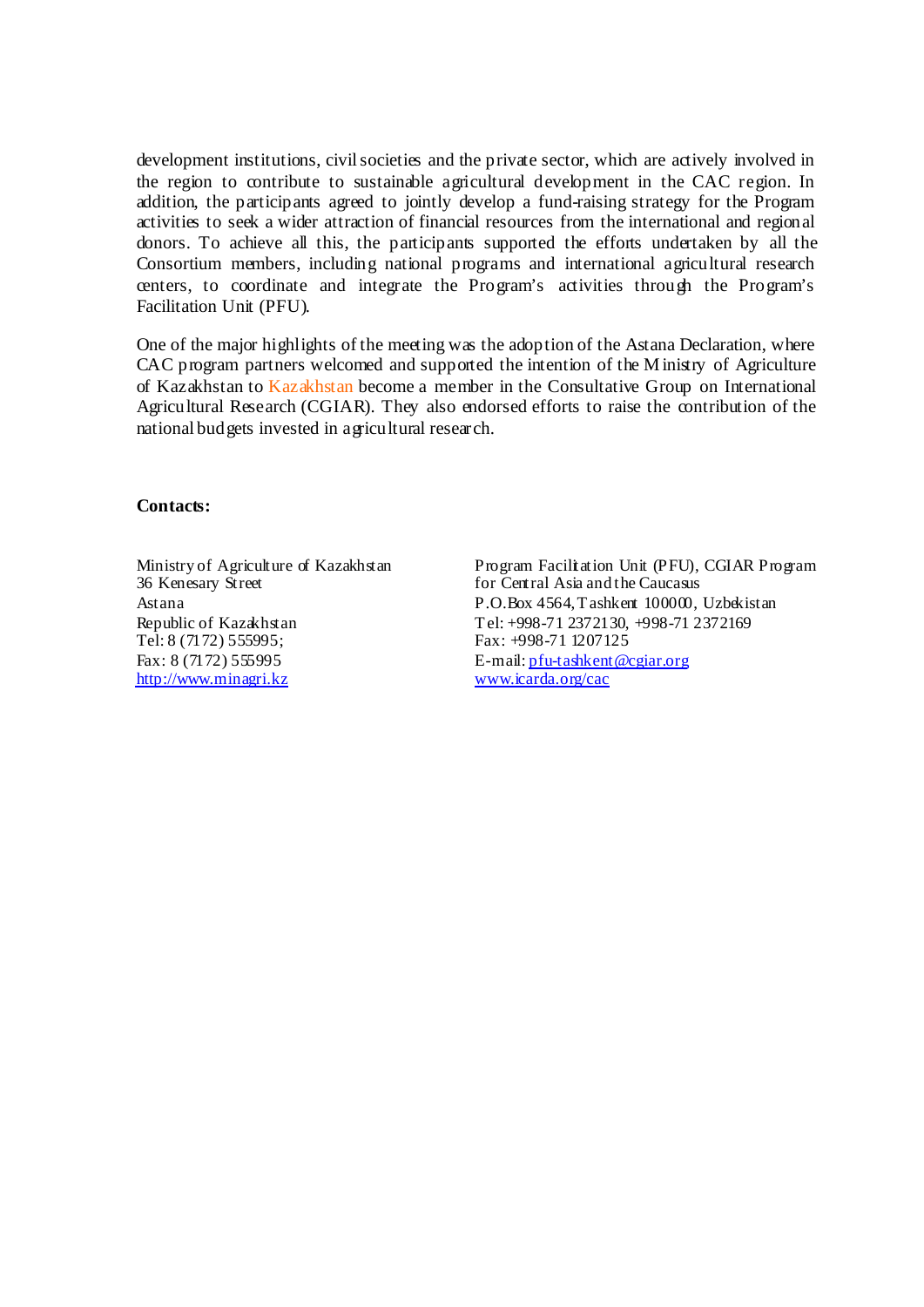development institutions, civil societies and the private sector, which are actively involved in the region to contribute to sustainable agricultural development in the CAC region. In addition, the participants agreed to jointly develop a fund-raising strategy for the Program activities to seek a wider attraction of financial resources from the international and regional donors. To achieve all this, the participants supported the efforts undertaken by all the Consortium members, including national programs and international agricultural research centers, to coordinate and integrate the Program's activities through the Program's Facilitation Unit (PFU).

One of the major highlights of the meeting was the adoption of the Astana Declaration, where CAC program partners welcomed and supported the intention of the Ministry of Agriculture of Kazakhstan to Kazakhstan become a member in the Consultative Group on International Agricultural Research (CGIAR). They also endorsed efforts to raise the contribution of the national budgets invested in agricultural research.

**Contacts:**

Ministry of Agriculture of Kazakhstan
36 Kenesary Street
Astana
Republic of Kazakhstan
Tel: 8 (7172) 555995;
Fax: 8 (7172) 555995
http://www.minagri.kz

Program Facilitation Unit (PFU), CGIAR Program for Central Asia and the Caucasus
P.O.Box 4564, Tashkent 100000, Uzbekistan
Tel: +998-71 2372130, +998-71 2372169
Fax: +998-71 1207125
E-mail: pfu-tashkent@cgiar.org
www.icarda.org/cac